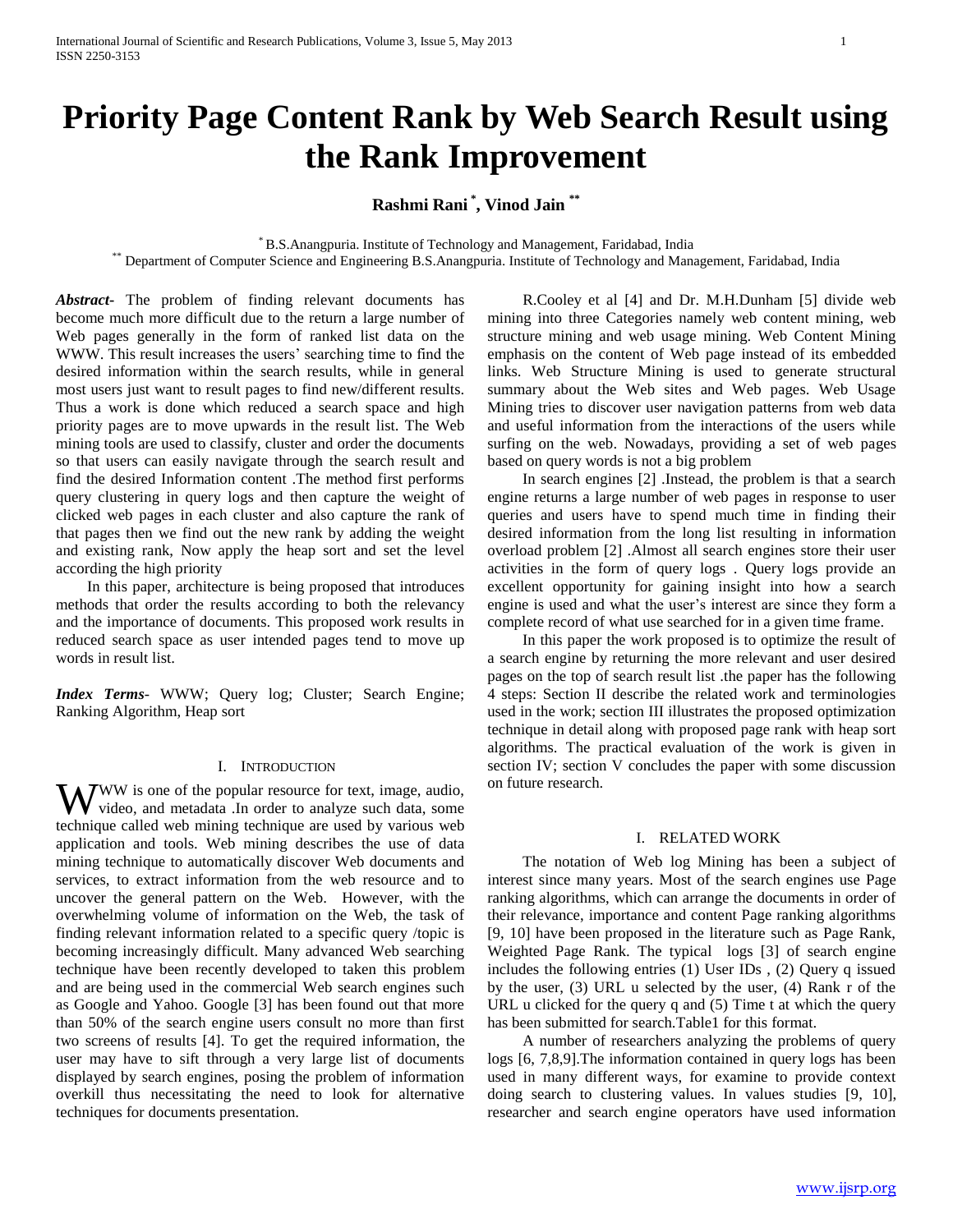# Priority Page Content Rank by Web Search Result using the Rank Improvement

**Rashmi Rani [*], Vinod Jain [**]**

[*] B.S.Anangpuria. Institute of Technology and Management, Faridabad, India
[**] Department of Computer Science and Engineering B.S.Anangpuria. Institute of Technology and Management, Faridabad, India

***Abstract-*** The problem of finding relevant documents has become much more difficult due to the return a large number of Web pages generally in the form of ranked list data on the WWW. This result increases the users' searching time to find the desired information within the search results, while in general most users just want to result pages to find new/different results. Thus a work is done which reduced a search space and high priority pages are to move upwards in the result list. The Web mining tools are used to classify, cluster and order the documents so that users can easily navigate through the search result and find the desired Information content .The method first performs query clustering in query logs and then capture the weight of clicked web pages in each cluster and also capture the rank of that pages then we find out the new rank by adding the weight and existing rank, Now apply the heap sort and set the level according the high priority

In this paper, architecture is being proposed that introduces methods that order the results according to both the relevancy and the importance of documents. This proposed work results in reduced search space as user intended pages tend to move up words in result list.

***Index Terms-*** WWW; Query log; Cluster; Search Engine; Ranking Algorithm, Heap sort

## I. Introduction

WWW is one of the popular resource for text, image, audio, video, and metadata .In order to analyze such data, some technique called web mining technique are used by various web application and tools. Web mining describes the use of data mining technique to automatically discover Web documents and services, to extract information from the web resource and to uncover the general pattern on the Web. However, with the overwhelming volume of information on the Web, the task of finding relevant information related to a specific query /topic is becoming increasingly difficult. Many advanced Web searching technique have been recently developed to taken this problem and are being used in the commercial Web search engines such as Google and Yahoo. Google [3] has been found out that more than 50% of the search engine users consult no more than first two screens of results [4]. To get the required information, the user may have to sift through a very large list of documents displayed by search engines, posing the problem of information overkill thus necessitating the need to look for alternative techniques for documents presentation.

R.Cooley et al [4] and Dr. M.H.Dunham [5] divide web mining into three Categories namely web content mining, web structure mining and web usage mining. Web Content Mining emphasis on the content of Web page instead of its embedded links. Web Structure Mining is used to generate structural summary about the Web sites and Web pages. Web Usage Mining tries to discover user navigation patterns from web data and useful information from the interactions of the users while surfing on the web. Nowadays, providing a set of web pages based on query words is not a big problem

In search engines [2] .Instead, the problem is that a search engine returns a large number of web pages in response to user queries and users have to spend much time in finding their desired information from the long list resulting in information overload problem [2] .Almost all search engines store their user activities in the form of query logs . Query logs provide an excellent opportunity for gaining insight into how a search engine is used and what the user's interest are since they form a complete record of what use searched for in a given time frame.

In this paper the work proposed is to optimize the result of a search engine by returning the more relevant and user desired pages on the top of search result list .the paper has the following 4 steps: Section II describe the related work and terminologies used in the work; section III illustrates the proposed optimization technique in detail along with proposed page rank with heap sort algorithms. The practical evaluation of the work is given in section IV; section V concludes the paper with some discussion on future research.

## I. RELATED WORK

The notation of Web log Mining has been a subject of interest since many years. Most of the search engines use Page ranking algorithms, which can arrange the documents in order of their relevance, importance and content Page ranking algorithms [9, 10] have been proposed in the literature such as Page Rank, Weighted Page Rank. The typical logs [3] of search engine includes the following entries (1) User IDs , (2) Query q issued by the user, (3) URL u selected by the user, (4) Rank r of the URL u clicked for the query q and (5) Time t at which the query has been submitted for search.Table1 for this format.

A number of researchers analyzing the problems of query logs [6, 7,8,9].The information contained in query logs has been used in many different ways, for examine to provide context doing search to clustering values. In values studies [9, 10], researcher and search engine operators have used information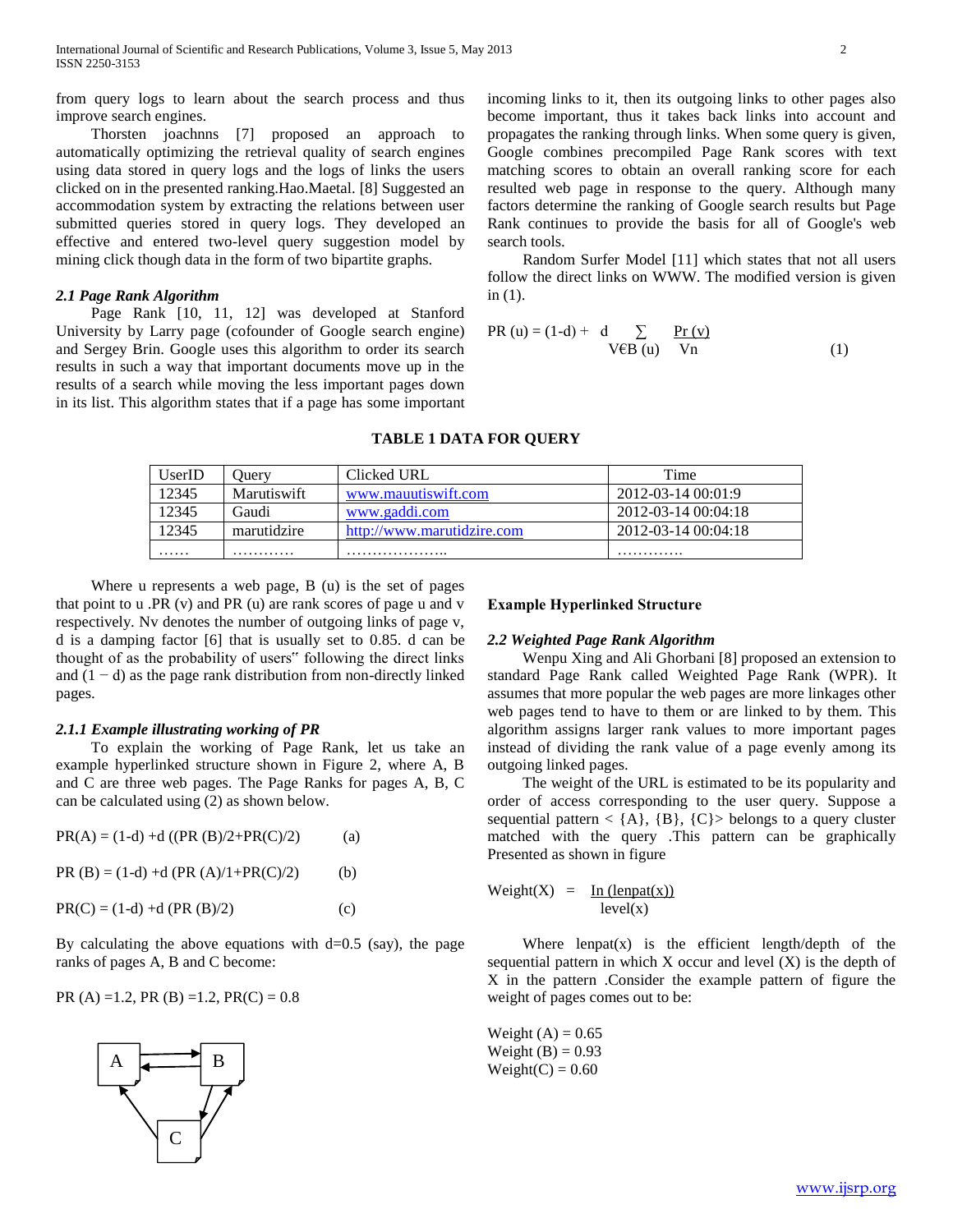from query logs to learn about the search process and thus improve search engines.

Thorsten joachnns [7] proposed an approach to automatically optimizing the retrieval quality of search engines using data stored in query logs and the logs of links the users clicked on in the presented ranking.Hao.Maetal. [8] Suggested an accommodation system by extracting the relations between user submitted queries stored in query logs. They developed an effective and entered two-level query suggestion model by mining click though data in the form of two bipartite graphs.

### *2.1 Page Rank Algorithm*

Page Rank [10, 11, 12] was developed at Stanford University by Larry page (cofounder of Google search engine) and Sergey Brin. Google uses this algorithm to order its search results in such a way that important documents move up in the results of a search while moving the less important pages down in its list. This algorithm states that if a page has some important incoming links to it, then its outgoing links to other pages also become important, thus it takes back links into account and propagates the ranking through links. When some query is given, Google combines precompiled Page Rank scores with text matching scores to obtain an overall ranking score for each resulted web page in response to the query. Although many factors determine the ranking of Google search results but Page Rank continues to provide the basis for all of Google's web search tools.

Random Surfer Model [11] which states that not all users follow the direct links on WWW. The modified version is given in (1).

$$PR(u) = (1-d) + d \sum_{V \in B(u)} \frac{Pr(v)}{Vn} \qquad (1)$$

**TABLE 1 DATA FOR QUERY**

| UserID | Query | Clicked URL | Time |
|---|---|---|---|
| 12345 | Marutiswift | www.mauutiswift.com | 2012-03-14 00:01:9 |
| 12345 | Gaudi | www.gaddi.com | 2012-03-14 00:04:18 |
| 12345 | marutidzire | http://www.marutidzire.com | 2012-03-14 00:04:18 |
| …… | ………… | ……………….. | …………. |

Where u represents a web page, B (u) is the set of pages that point to u .PR (v) and PR (u) are rank scores of page u and v respectively. Nv denotes the number of outgoing links of page v, d is a damping factor [6] that is usually set to 0.85. d can be thought of as the probability of users‟ following the direct links and (1 − d) as the page rank distribution from non-directly linked pages.

### *2.1.1 Example illustrating working of PR*

To explain the working of Page Rank, let us take an example hyperlinked structure shown in Figure 2, where A, B and C are three web pages. The Page Ranks for pages A, B, C can be calculated using (2) as shown below.

$$PR(A) = (1-d) + d\,((PR(B)/2 + PR(C)/2) \qquad (a)$$

$$PR(B) = (1-d) + d\,(PR(A)/1 + PR(C)/2) \qquad (b)$$

$$PR(C) = (1-d) + d\,(PR(B)/2) \qquad (c)$$

By calculating the above equations with d=0.5 (say), the page ranks of pages A, B and C become:

PR (A) =1.2, PR (B) =1.2, PR(C) = 0.8

**Example Hyperlinked Structure**

### *2.2 Weighted Page Rank Algorithm*

Wenpu Xing and Ali Ghorbani [8] proposed an extension to standard Page Rank called Weighted Page Rank (WPR). It assumes that more popular the web pages are more linkages other web pages tend to have to them or are linked to by them. This algorithm assigns larger rank values to more important pages instead of dividing the rank value of a page evenly among its outgoing linked pages.

The weight of the URL is estimated to be its popularity and order of access corresponding to the user query. Suppose a sequential pattern < {A}, {B}, {C}> belongs to a query cluster matched with the query .This pattern can be graphically Presented as shown in figure

$$Weight(X) = \frac{\ln(lenpat(x))}{level(x)}$$

Where lenpat(x) is the efficient length/depth of the sequential pattern in which X occur and level (X) is the depth of X in the pattern .Consider the example pattern of figure the weight of pages comes out to be:

Weight (A) = 0.65  
Weight (B) = 0.93  
Weight(C) = 0.60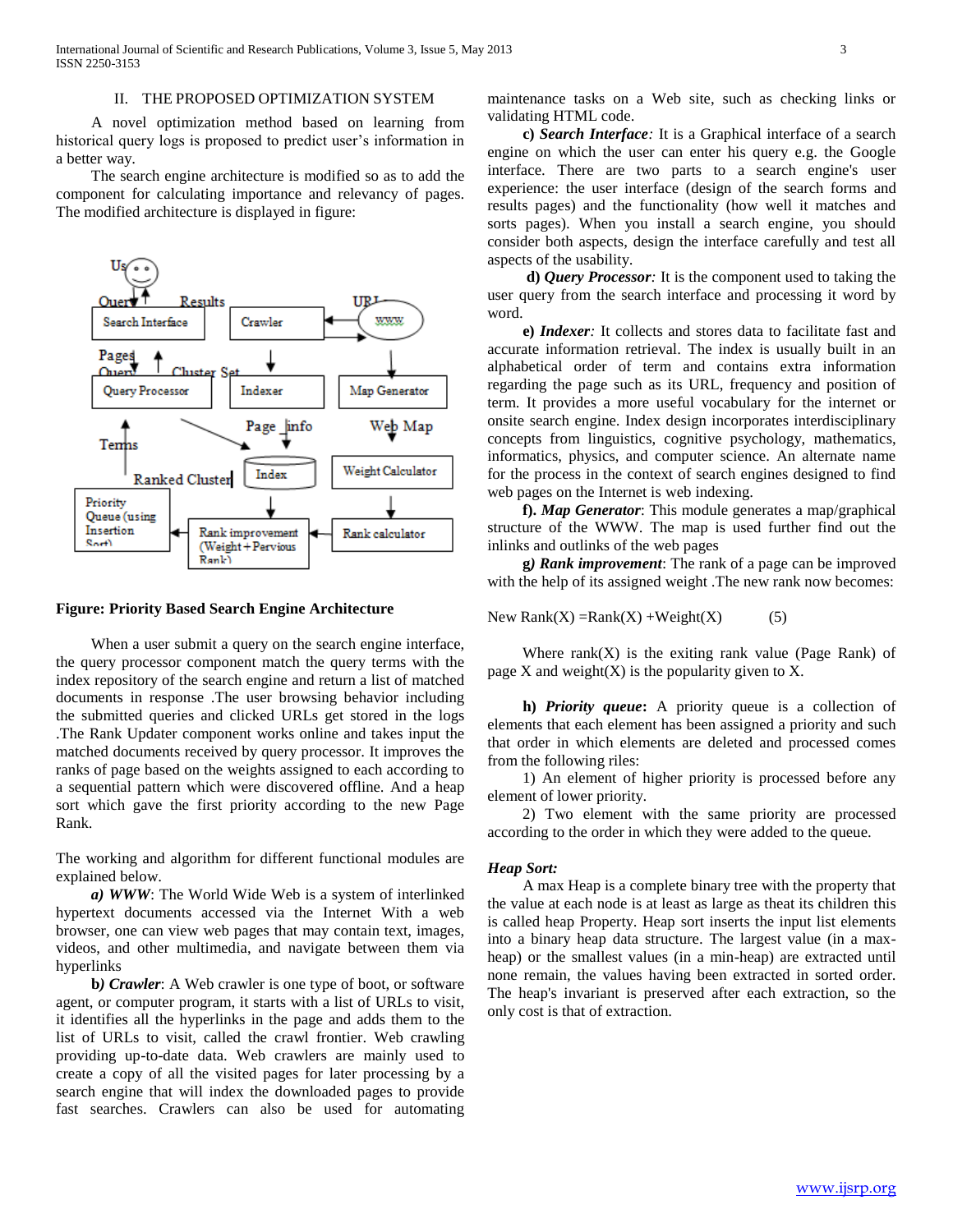## II. THE PROPOSED OPTIMIZATION SYSTEM

A novel optimization method based on learning from historical query logs is proposed to predict user's information in a better way.

The search engine architecture is modified so as to add the component for calculating importance and relevancy of pages. The modified architecture is displayed in figure:

**Figure: Priority Based Search Engine Architecture**

When a user submit a query on the search engine interface, the query processor component match the query terms with the index repository of the search engine and return a list of matched documents in response .The user browsing behavior including the submitted queries and clicked URLs get stored in the logs .The Rank Updater component works online and takes input the matched documents received by query processor. It improves the ranks of page based on the weights assigned to each according to a sequential pattern which were discovered offline. And a heap sort which gave the first priority according to the new Page Rank.

The working and algorithm for different functional modules are explained below.

***a) WWW***: The World Wide Web is a system of interlinked hypertext documents accessed via the Internet With a web browser, one can view web pages that may contain text, images, videos, and other multimedia, and navigate between them via hyperlinks

**b) *Crawler***: A Web crawler is one type of boot, or software agent, or computer program, it starts with a list of URLs to visit, it identifies all the hyperlinks in the page and adds them to the list of URLs to visit, called the crawl frontier. Web crawling providing up-to-date data. Web crawlers are mainly used to create a copy of all the visited pages for later processing by a search engine that will index the downloaded pages to provide fast searches. Crawlers can also be used for automating maintenance tasks on a Web site, such as checking links or validating HTML code.

**c) *Search Interface***: It is a Graphical interface of a search engine on which the user can enter his query e.g. the Google interface. There are two parts to a search engine's user experience: the user interface (design of the search forms and results pages) and the functionality (how well it matches and sorts pages). When you install a search engine, you should consider both aspects, design the interface carefully and test all aspects of the usability.

**d) *Query Processor***: It is the component used to taking the user query from the search interface and processing it word by word.

**e) *Indexer***: It collects and stores data to facilitate fast and accurate information retrieval. The index is usually built in an alphabetical order of term and contains extra information regarding the page such as its URL, frequency and position of term. It provides a more useful vocabulary for the internet or onsite search engine. Index design incorporates interdisciplinary concepts from linguistics, cognitive psychology, mathematics, informatics, physics, and computer science. An alternate name for the process in the context of search engines designed to find web pages on the Internet is web indexing.

**f). *Map Generator***: This module generates a map/graphical structure of the WWW. The map is used further find out the inlinks and outlinks of the web pages

***g) Rank improvement***: The rank of a page can be improved with the help of its assigned weight .The new rank now becomes:

$$\text{New Rank}(X) = \text{Rank}(X) + \text{Weight}(X) \qquad (5)$$

Where rank(X) is the exiting rank value (Page Rank) of page X and weight(X) is the popularity given to X.

**h) *Priority queue***: A priority queue is a collection of elements that each element has been assigned a priority and such that order in which elements are deleted and processed comes from the following riles:

1) An element of higher priority is processed before any element of lower priority.

2) Two element with the same priority are processed according to the order in which they were added to the queue.

***Heap Sort:***

A max Heap is a complete binary tree with the property that the value at each node is at least as large as theat its children this is called heap Property. Heap sort inserts the input list elements into a binary heap data structure. The largest value (in a max-heap) or the smallest values (in a min-heap) are extracted until none remain, the values having been extracted in sorted order. The heap's invariant is preserved after each extraction, so the only cost is that of extraction.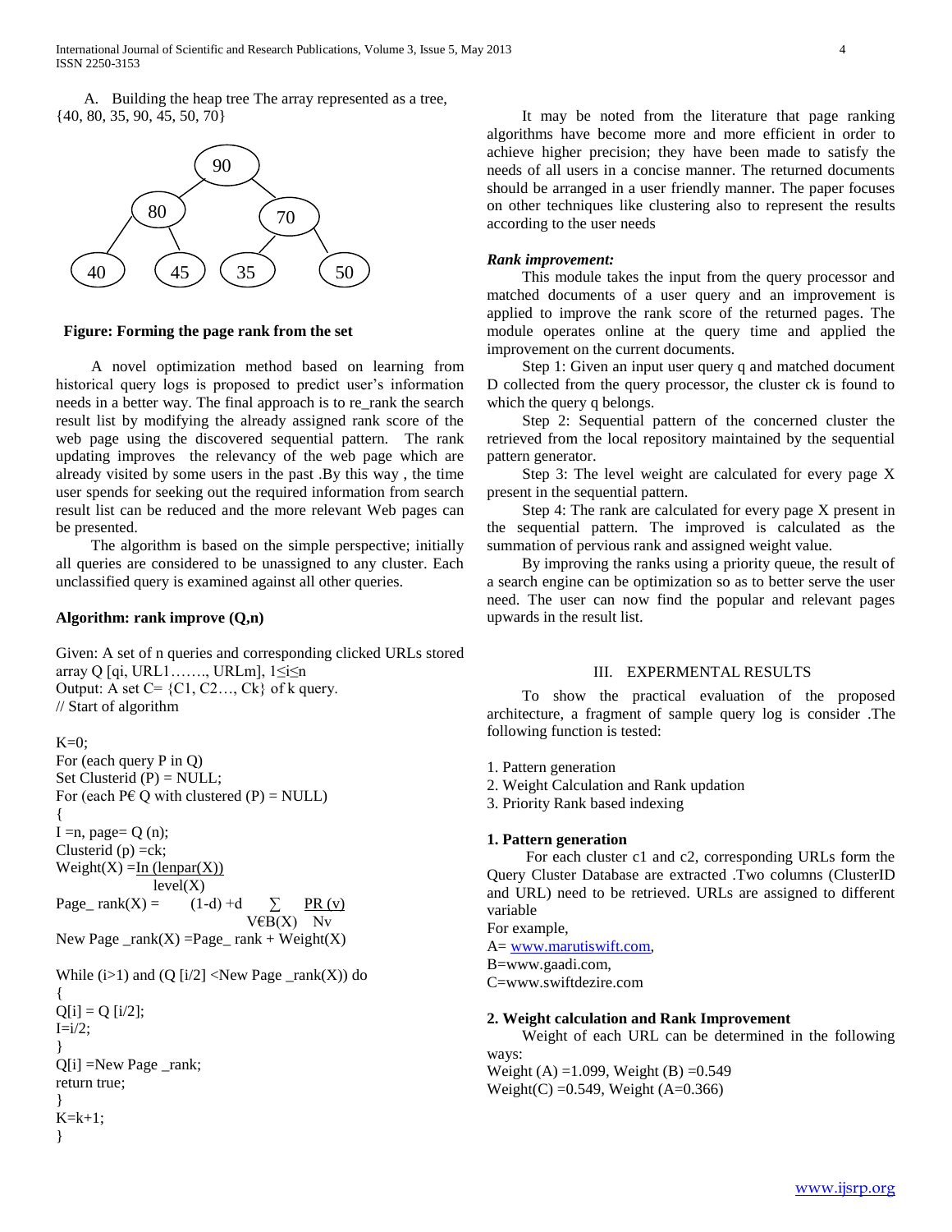A. Building the heap tree The array represented as a tree, {40, 80, 35, 90, 45, 50, 70}

**Figure: Forming the page rank from the set**

A novel optimization method based on learning from historical query logs is proposed to predict user's information needs in a better way. The final approach is to re_rank the search result list by modifying the already assigned rank score of the web page using the discovered sequential pattern. The rank updating improves the relevancy of the web page which are already visited by some users in the past .By this way , the time user spends for seeking out the required information from search result list can be reduced and the more relevant Web pages can be presented.

The algorithm is based on the simple perspective; initially all queries are considered to be unassigned to any cluster. Each unclassified query is examined against all other queries.

**Algorithm: rank improve (Q,n)**

Given: A set of n queries and corresponding clicked URLs stored array Q [qi, URL1……., URLm], $1 \leq i \leq n$
Output: A set C= {C1, C2…, Ck} of k query.
// Start of algorithm

K=0;
For (each query P in Q)
Set Clusterid (P) = NULL;
For (each P€ Q with clustered (P) = NULL)
{
I =n, page= Q (n);
Clusterid (p) =ck;

$$\text{Weight}(X) = \frac{\ln(\text{lenpar}(X))}{\text{level}(X)}$$

$$\text{Page\_rank}(X) = (1-d) + d \sum_{V \in B(X)} \frac{PR(v)}{N_v}$$

New Page _rank(X) =Page_ rank + Weight(X)

While (i>1) and (Q [i/2] <New Page _rank(X)) do
{
Q[i] = Q [i/2];
I=i/2;
}
Q[i] =New Page _rank;
return true;
}
K=k+1;
}

It may be noted from the literature that page ranking algorithms have become more and more efficient in order to achieve higher precision; they have been made to satisfy the needs of all users in a concise manner. The returned documents should be arranged in a user friendly manner. The paper focuses on other techniques like clustering also to represent the results according to the user needs

***Rank improvement:***

This module takes the input from the query processor and matched documents of a user query and an improvement is applied to improve the rank score of the returned pages. The module operates online at the query time and applied the improvement on the current documents.

Step 1: Given an input user query q and matched document D collected from the query processor, the cluster ck is found to which the query q belongs.

Step 2: Sequential pattern of the concerned cluster the retrieved from the local repository maintained by the sequential pattern generator.

Step 3: The level weight are calculated for every page X present in the sequential pattern.

Step 4: The rank are calculated for every page X present in the sequential pattern. The improved is calculated as the summation of pervious rank and assigned weight value.

By improving the ranks using a priority queue, the result of a search engine can be optimization so as to better serve the user need. The user can now find the popular and relevant pages upwards in the result list.

## III. EXPERMENTAL RESULTS

To show the practical evaluation of the proposed architecture, a fragment of sample query log is consider .The following function is tested:

1. Pattern generation
2. Weight Calculation and Rank updation
3. Priority Rank based indexing

**1. Pattern generation**

For each cluster c1 and c2, corresponding URLs form the Query Cluster Database are extracted .Two columns (ClusterID and URL) need to be retrieved. URLs are assigned to different variable

For example,
A= www.marutiswift.com,
B=www.gaadi.com,
C=www.swiftdezire.com

**2. Weight calculation and Rank Improvement**

Weight of each URL can be determined in the following ways:
Weight (A) =1.099, Weight (B) =0.549
Weight(C) =0.549, Weight (A=0.366)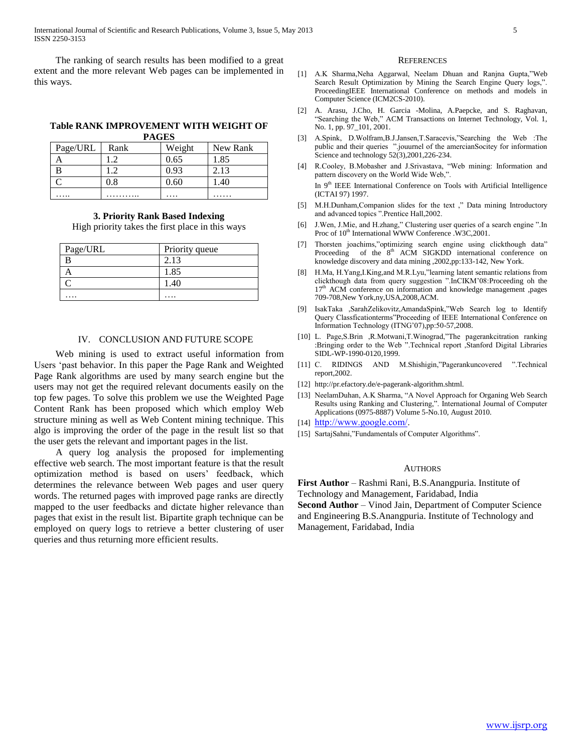The ranking of search results has been modified to a great extent and the more relevant Web pages can be implemented in this ways.

**Table RANK IMPROVEMENT WITH WEIGHT OF PAGES**

| Page/URL | Rank | Weight | New Rank |
|---|---|---|---|
| A | 1.2 | 0.65 | 1.85 |
| B | 1.2 | 0.93 | 2.13 |
| C | 0.8 | 0.60 | 1.40 |
| ….. | ……….. | …. | …… |

**3. Priority Rank Based Indexing**

High priority takes the first place in this ways

| Page/URL | Priority queue |
|---|---|
| B | 2.13 |
| A | 1.85 |
| C | 1.40 |
| …. | …. |

## IV. CONCLUSION AND FUTURE SCOPE

Web mining is used to extract useful information from Users 'past behavior. In this paper the Page Rank and Weighted Page Rank algorithms are used by many search engine but the users may not get the required relevant documents easily on the top few pages. To solve this problem we use the Weighted Page Content Rank has been proposed which which employ Web structure mining as well as Web Content mining technique. This algo is improving the order of the page in the result list so that the user gets the relevant and important pages in the list.

A query log analysis the proposed for implementing effective web search. The most important feature is that the result optimization method is based on users' feedback, which determines the relevance between Web pages and user query words. The returned pages with improved page ranks are directly mapped to the user feedbacks and dictate higher relevance than pages that exist in the result list. Bipartite graph technique can be employed on query logs to retrieve a better clustering of user queries and thus returning more efficient results.

## REFERENCES

[1] A.K Sharma,Neha Aggarwal, Neelam Dhuan and Ranjna Gupta,"Web Search Result Optimization by Mining the Search Engine Query logs,". ProceedingIEEE International Conference on methods and models in Computer Science (ICM2CS-2010).

[2] A. Arasu, J.Cho, H. Garcia -Molina, A.Paepcke, and S. Raghavan, "Searching the Web," ACM Transactions on Internet Technology, Vol. 1, No. 1, pp. 97_101, 2001.

[3] A.Spink, D.Wolfram,B.J.Jansen,T.Saracevis,"Searching the Web :The public and their queries ".jouurnel of the amercianSocitey for information Science and technology 52(3),2001,226-234.

[4] R.Cooley, B.Mobasher and J.Srivastava, "Web mining: Information and pattern discovery on the World Wide Web,". In 9th IEEE International Conference on Tools with Artificial Intelligence (ICTAI 97) 1997.

[5] M.H.Dunham,Companion slides for the text ," Data mining Introductory and advanced topics ".Prentice Hall,2002.

[6] J.Wen, J.Mie, and H.zhang," Clustering user queries of a search engine ".In Proc of 10th International WWW Conference .W3C,2001.

[7] Thorsten joachims,"optimizing search engine using clickthough data" Proceeding of the 8th ACM SIGKDD international conference on knowledge discovery and data mining ,2002,pp:133-142, New York.

[8] H.Ma, H.Yang,I.King,and M.R.Lyu,"learning latent semantic relations from clickthough data from query suggestion ".InCIKM'08:Proceeding oh the 17th ACM conference on information and knowledge management ,pages 709-708,New York,ny,USA,2008,ACM.

[9] IsakTaka ,SarahZelikovitz,AmandaSpink,"Web Search log to Identify Query Classficationterms"Proceeding of IEEE International Conference on Information Technology (ITNG'07),pp:50-57,2008.

[10] L. Page,S.Brin ,R.Motwani,T.Winograd,"The pagerankcitration ranking :Bringing order to the Web ".Technical report ,Stanford Digital Libraries SIDL-WP-1990-0120,1999.

[11] C. RIDINGS AND M.Shishigin,"Pagerankuncovered ".Technical report,2002.

[12] http://pr.efactory.de/e-pagerank-algorithm.shtml.

[13] NeelamDuhan, A.K Sharma, "A Novel Approach for Organing Web Search Results using Ranking and Clustering,". International Journal of Computer Applications (0975-8887) Volume 5-No.10, August 2010.

[14] http://www.google.com/.

[15] SartajSahni,"Fundamentals of Computer Algorithms".

## AUTHORS

**First Author** – Rashmi Rani, B.S.Anangpuria. Institute of Technology and Management, Faridabad, India

**Second Author** – Vinod Jain, Department of Computer Science and Engineering B.S.Anangpuria. Institute of Technology and Management, Faridabad, India